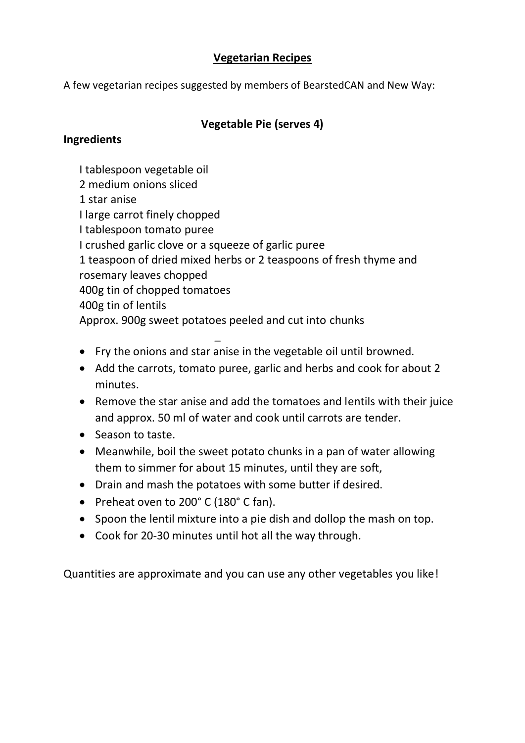# Vegetarian Recipes

A few vegetarian recipes suggested by members of BearstedCAN and New Way:

## Vegetable Pie (serves 4)

**Ingredients**

I tablespoon vegetable oil
2 medium onions sliced
1 star anise
I large carrot finely chopped
I tablespoon tomato puree
I crushed garlic clove or a squeeze of garlic puree
1 teaspoon of dried mixed herbs or 2 teaspoons of fresh thyme and rosemary leaves chopped
400g tin of chopped tomatoes
400g tin of lentils
Approx. 900g sweet potatoes peeled and cut into chunks

- Fry the onions and star anise in the vegetable oil until browned.
- Add the carrots, tomato puree, garlic and herbs and cook for about 2 minutes.
- Remove the star anise and add the tomatoes and lentils with their juice and approx. 50 ml of water and cook until carrots are tender.
- Season to taste.
- Meanwhile, boil the sweet potato chunks in a pan of water allowing them to simmer for about 15 minutes, until they are soft,
- Drain and mash the potatoes with some butter if desired.
- Preheat oven to 200° C (180° C fan).
- Spoon the lentil mixture into a pie dish and dollop the mash on top.
- Cook for 20-30 minutes until hot all the way through.

Quantities are approximate and you can use any other vegetables you like!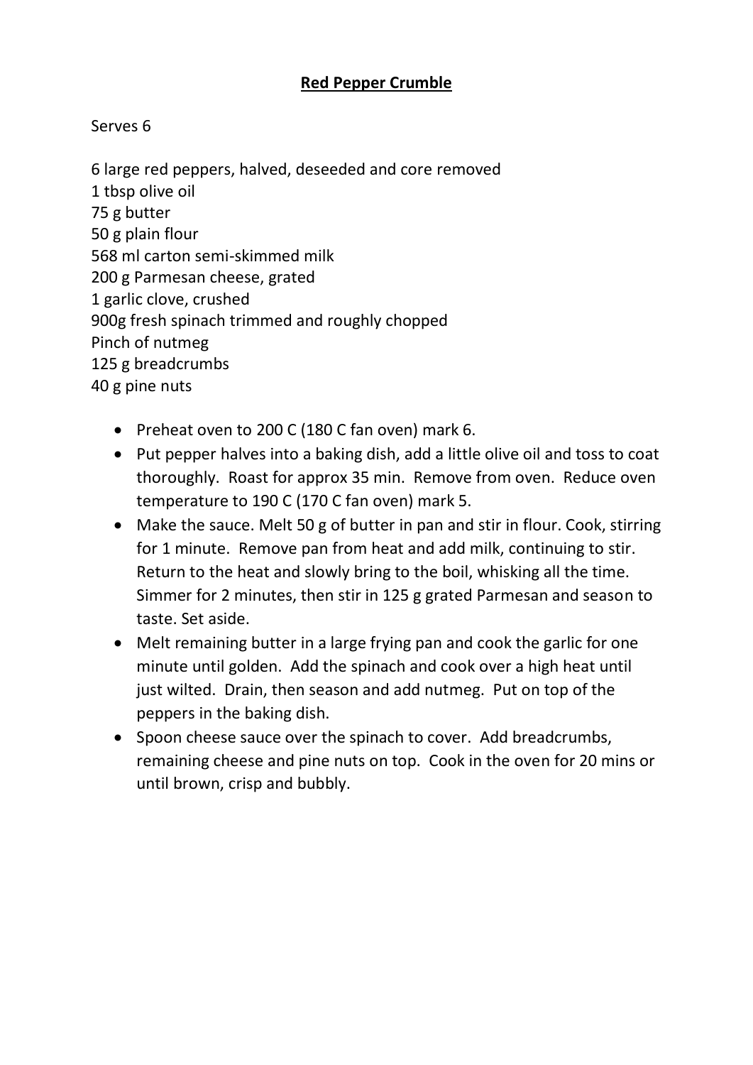# **Red Pepper Crumble**

Serves 6

6 large red peppers, halved, deseeded and core removed
1 tbsp olive oil
75 g butter
50 g plain flour
568 ml carton semi-skimmed milk
200 g Parmesan cheese, grated
1 garlic clove, crushed
900g fresh spinach trimmed and roughly chopped
Pinch of nutmeg
125 g breadcrumbs
40 g pine nuts

- Preheat oven to 200 C (180 C fan oven) mark 6.
- Put pepper halves into a baking dish, add a little olive oil and toss to coat thoroughly. Roast for approx 35 min. Remove from oven. Reduce oven temperature to 190 C (170 C fan oven) mark 5.
- Make the sauce. Melt 50 g of butter in pan and stir in flour. Cook, stirring for 1 minute. Remove pan from heat and add milk, continuing to stir. Return to the heat and slowly bring to the boil, whisking all the time. Simmer for 2 minutes, then stir in 125 g grated Parmesan and season to taste. Set aside.
- Melt remaining butter in a large frying pan and cook the garlic for one minute until golden. Add the spinach and cook over a high heat until just wilted. Drain, then season and add nutmeg. Put on top of the peppers in the baking dish.
- Spoon cheese sauce over the spinach to cover. Add breadcrumbs, remaining cheese and pine nuts on top. Cook in the oven for 20 mins or until brown, crisp and bubbly.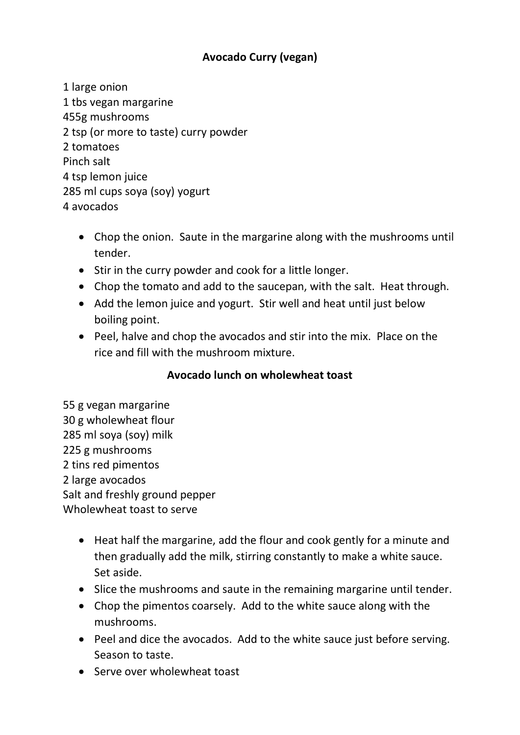## Avocado Curry (vegan)

1 large onion
1 tbs vegan margarine
455g mushrooms
2 tsp (or more to taste) curry powder
2 tomatoes
Pinch salt
4 tsp lemon juice
285 ml cups soya (soy) yogurt
4 avocados

- Chop the onion. Saute in the margarine along with the mushrooms until tender.
- Stir in the curry powder and cook for a little longer.
- Chop the tomato and add to the saucepan, with the salt. Heat through.
- Add the lemon juice and yogurt. Stir well and heat until just below boiling point.
- Peel, halve and chop the avocados and stir into the mix. Place on the rice and fill with the mushroom mixture.

## Avocado lunch on wholewheat toast

55 g vegan margarine
30 g wholewheat flour
285 ml soya (soy) milk
225 g mushrooms
2 tins red pimentos
2 large avocados
Salt and freshly ground pepper
Wholewheat toast to serve

- Heat half the margarine, add the flour and cook gently for a minute and then gradually add the milk, stirring constantly to make a white sauce. Set aside.
- Slice the mushrooms and saute in the remaining margarine until tender.
- Chop the pimentos coarsely. Add to the white sauce along with the mushrooms.
- Peel and dice the avocados. Add to the white sauce just before serving. Season to taste.
- Serve over wholewheat toast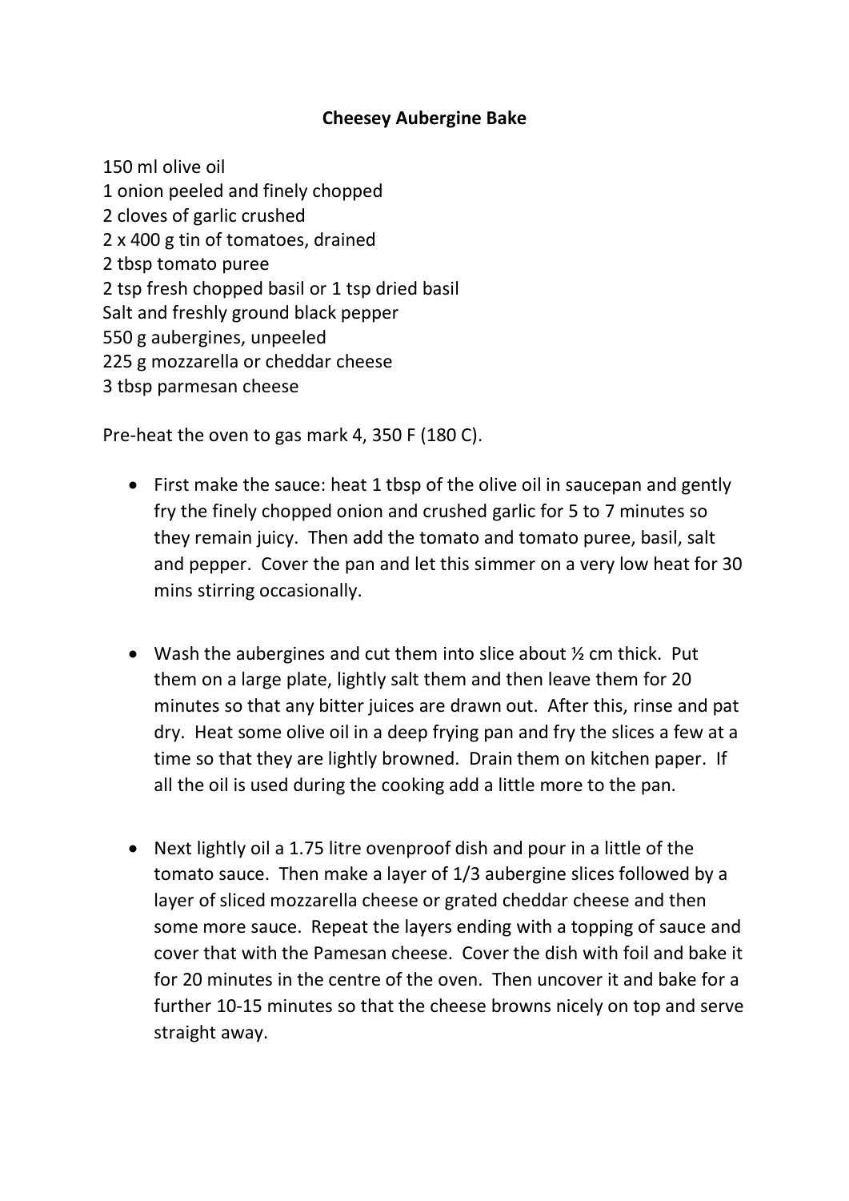# Cheesey Aubergine Bake

150 ml olive oil
1 onion peeled and finely chopped
2 cloves of garlic crushed
2 x 400 g tin of tomatoes, drained
2 tbsp tomato puree
2 tsp fresh chopped basil or 1 tsp dried basil
Salt and freshly ground black pepper
550 g aubergines, unpeeled
225 g mozzarella or cheddar cheese
3 tbsp parmesan cheese

Pre-heat the oven to gas mark 4, 350 F (180 C).

- First make the sauce: heat 1 tbsp of the olive oil in saucepan and gently fry the finely chopped onion and crushed garlic for 5 to 7 minutes so they remain juicy. Then add the tomato and tomato puree, basil, salt and pepper. Cover the pan and let this simmer on a very low heat for 30 mins stirring occasionally.

- Wash the aubergines and cut them into slice about ½ cm thick. Put them on a large plate, lightly salt them and then leave them for 20 minutes so that any bitter juices are drawn out. After this, rinse and pat dry. Heat some olive oil in a deep frying pan and fry the slices a few at a time so that they are lightly browned. Drain them on kitchen paper. If all the oil is used during the cooking add a little more to the pan.

- Next lightly oil a 1.75 litre ovenproof dish and pour in a little of the tomato sauce. Then make a layer of 1/3 aubergine slices followed by a layer of sliced mozzarella cheese or grated cheddar cheese and then some more sauce. Repeat the layers ending with a topping of sauce and cover that with the Pamesan cheese. Cover the dish with foil and bake it for 20 minutes in the centre of the oven. Then uncover it and bake for a further 10-15 minutes so that the cheese browns nicely on top and serve straight away.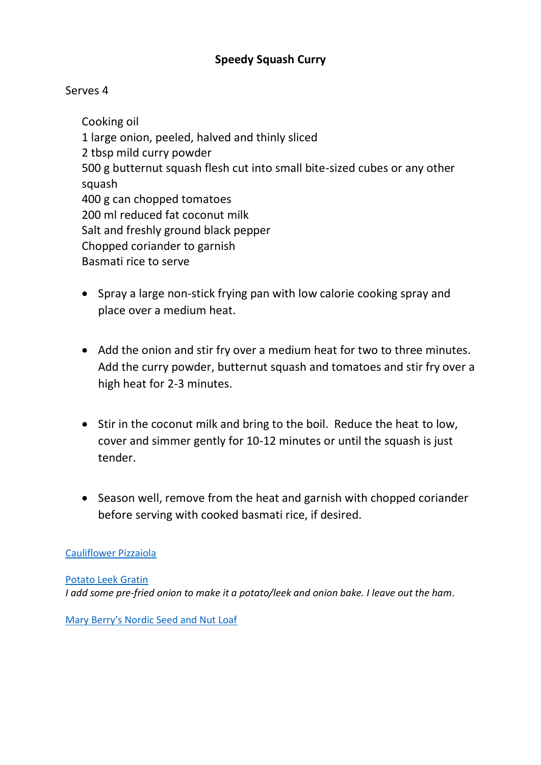## Speedy Squash Curry

Serves 4

Cooking oil
1 large onion, peeled, halved and thinly sliced
2 tbsp mild curry powder
500 g butternut squash flesh cut into small bite-sized cubes or any other squash
400 g can chopped tomatoes
200 ml reduced fat coconut milk
Salt and freshly ground black pepper
Chopped coriander to garnish
Basmati rice to serve

- Spray a large non-stick frying pan with low calorie cooking spray and place over a medium heat.
- Add the onion and stir fry over a medium heat for two to three minutes. Add the curry powder, butternut squash and tomatoes and stir fry over a high heat for 2-3 minutes.
- Stir in the coconut milk and bring to the boil. Reduce the heat to low, cover and simmer gently for 10-12 minutes or until the squash is just tender.
- Season well, remove from the heat and garnish with chopped coriander before serving with cooked basmati rice, if desired.

Cauliflower Pizzaiola

Potato Leek Gratin
*I add some pre-fried onion to make it a potato/leek and onion bake. I leave out the ham.*

Mary Berry's Nordic Seed and Nut Loaf